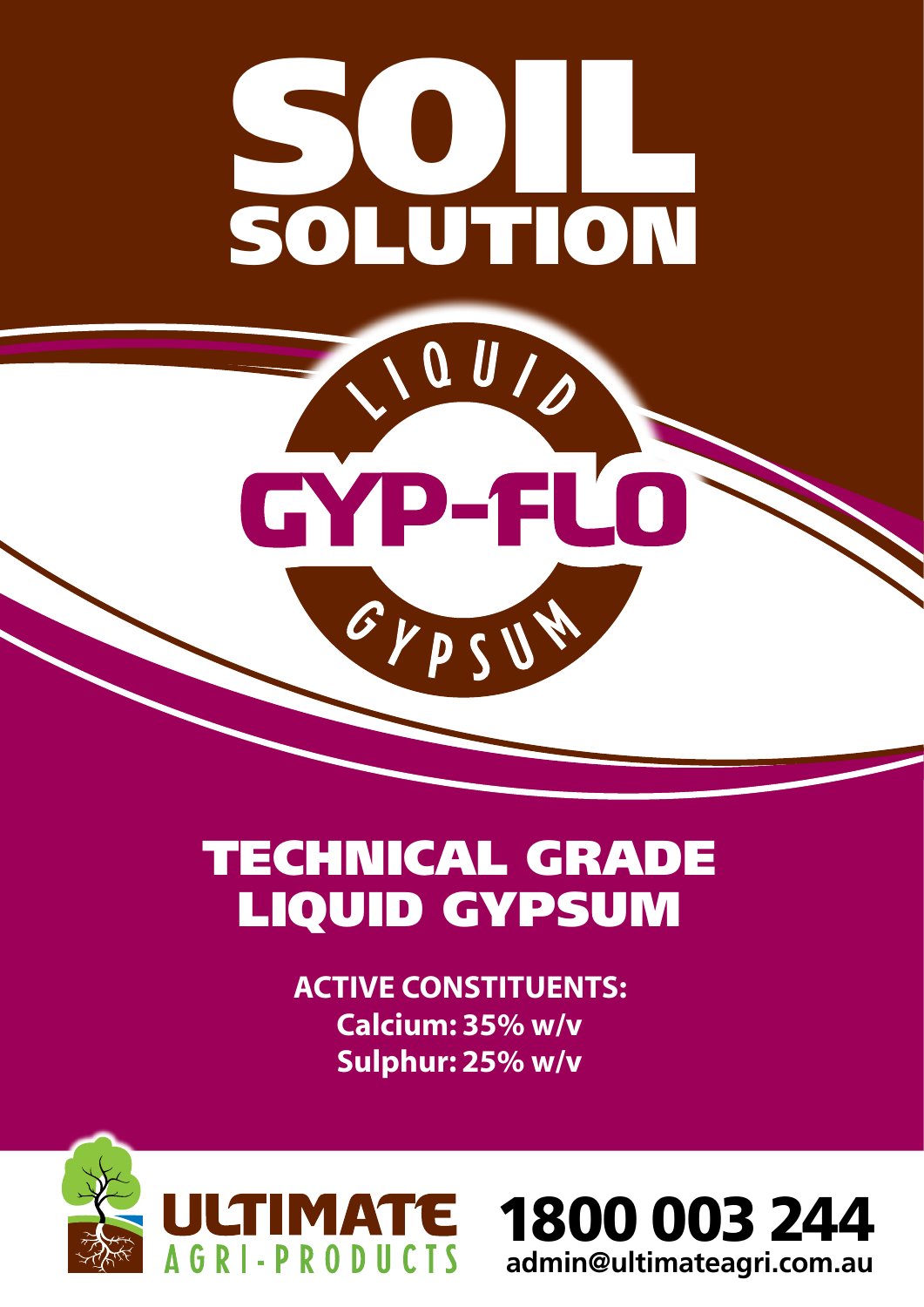# SOIL SOLUTION

LIQUID

## GYP-FLO

GYPSUM

## TECHNICAL GRADE LIQUID GYPSUM

**ACTIVE CONSTITUENTS:**
**Calcium: 35% w/v**
**Sulphur: 25% w/v**

ULTIMATE AGRI-PRODUCTS

**1800 003 244**
**admin@ultimateagri.com.au**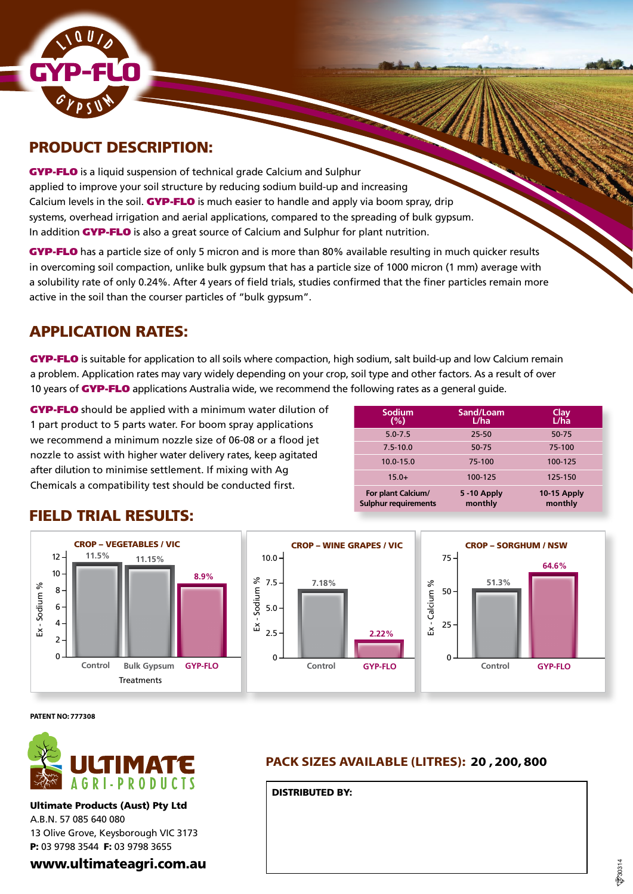LIQUID **GYP-FLO** GYPSUM

## PRODUCT DESCRIPTION:

**GYP-FLO** is a liquid suspension of technical grade Calcium and Sulphur applied to improve your soil structure by reducing sodium build-up and increasing Calcium levels in the soil. **GYP-FLO** is much easier to handle and apply via boom spray, drip systems, overhead irrigation and aerial applications, compared to the spreading of bulk gypsum. In addition **GYP-FLO** is also a great source of Calcium and Sulphur for plant nutrition.

**GYP-FLO** has a particle size of only 5 micron and is more than 80% available resulting in much quicker results in overcoming soil compaction, unlike bulk gypsum that has a particle size of 1000 micron (1 mm) average with a solubility rate of only 0.24%. After 4 years of field trials, studies confirmed that the finer particles remain more active in the soil than the courser particles of "bulk gypsum".

## APPLICATION RATES:

**GYP-FLO** is suitable for application to all soils where compaction, high sodium, salt build-up and low Calcium remain a problem. Application rates may vary widely depending on your crop, soil type and other factors. As a result of over 10 years of **GYP-FLO** applications Australia wide, we recommend the following rates as a general guide.

**GYP-FLO** should be applied with a minimum water dilution of 1 part product to 5 parts water. For boom spray applications we recommend a minimum nozzle size of 06-08 or a flood jet nozzle to assist with higher water delivery rates, keep agitated after dilution to minimise settlement. If mixing with Ag Chemicals a compatibility test should be conducted first.

| Sodium (%) | Sand/Loam L/ha | Clay L/ha |
|---|---|---|
| 5.0-7.5 | 25-50 | 50-75 |
| 7.5-10.0 | 50-75 | 75-100 |
| 10.0-15.0 | 75-100 | 100-125 |
| 15.0+ | 100-125 | 125-150 |
| For plant Calcium/ Sulphur requirements | 5 -10 Apply monthly | 10-15 Apply monthly |

## FIELD TRIAL RESULTS:

CROP – VEGETABLES / VIC
Ex - Sodium %
Control 11.5%
Bulk Gypsum 11.15%
GYP-FLO 8.9%
Treatments

CROP – WINE GRAPES / VIC
Ex - Sodium %
Control 7.18%
GYP-FLO 2.22%

CROP – SORGHUM / NSW
Ex - Calcium %
Control 51.3%
GYP-FLO 64.6%

**PATENT NO: 777308**

ULTIMATE AGRI-PRODUCTS

**Ultimate Products (Aust) Pty Ltd**
A.B.N. 57 085 640 080
13 Olive Grove, Keysborough VIC 3173
**P:** 03 9798 3544 **F:** 03 9798 3655

**www.ultimateagri.com.au**

## PACK SIZES AVAILABLE (LITRES): 20 , 200, 800

**DISTRIBUTED BY:**